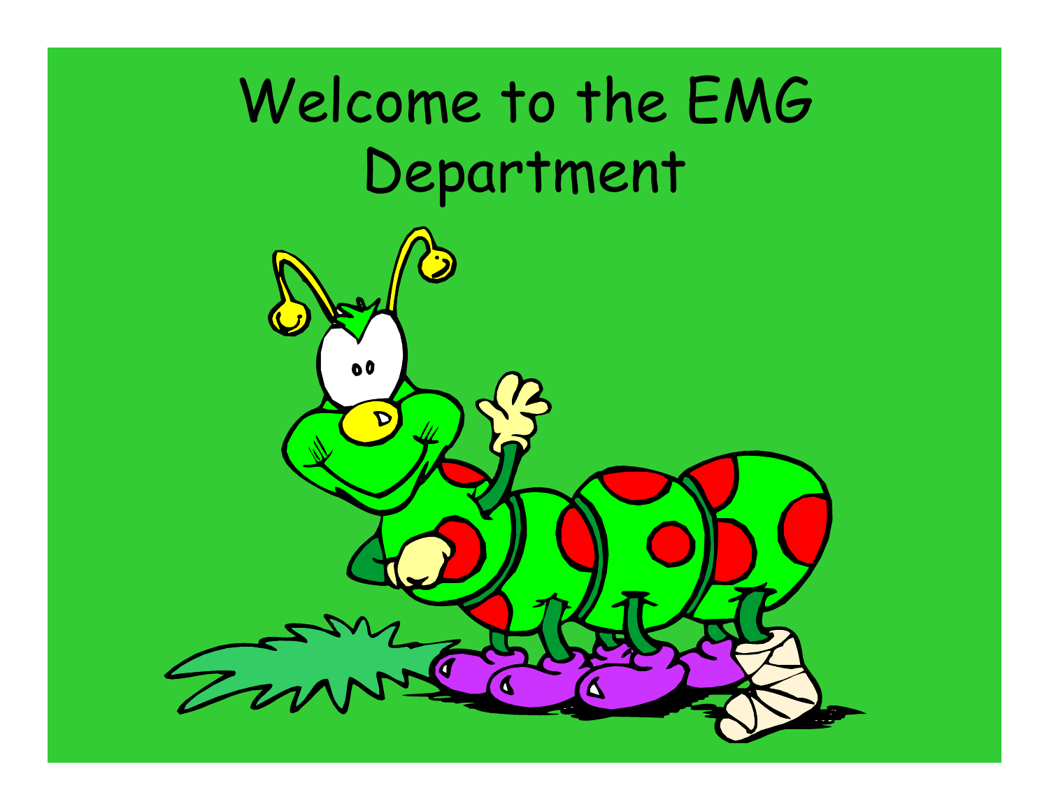# Welcome to the EMG Department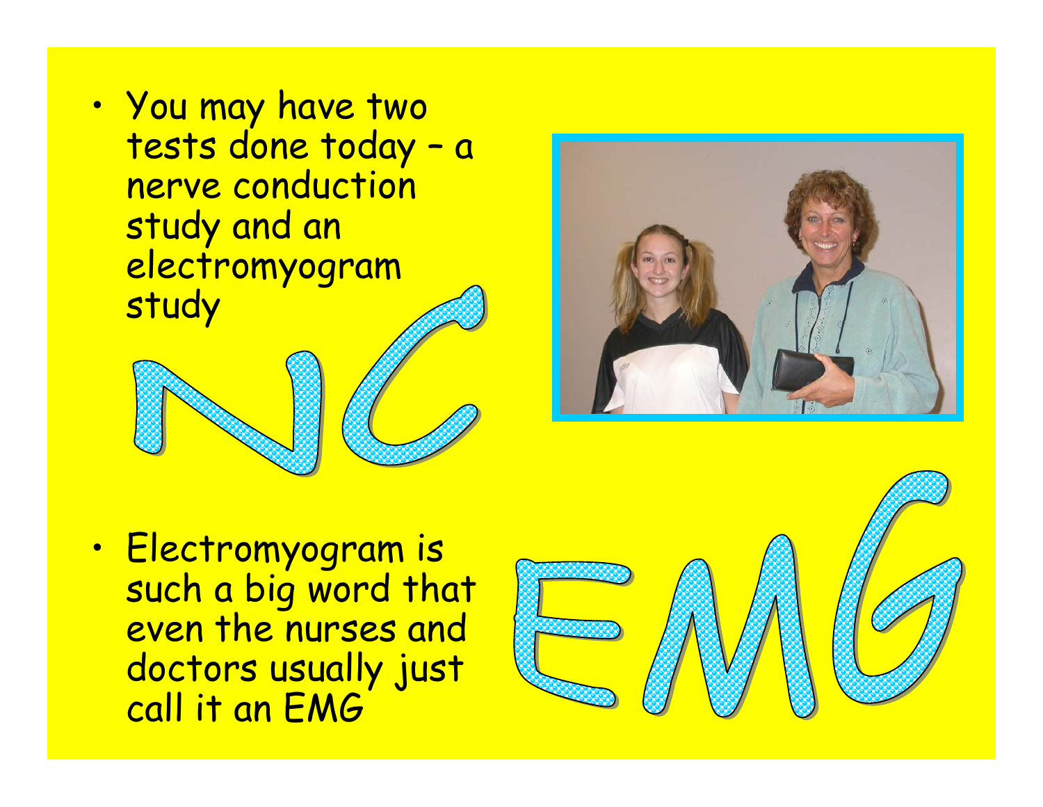- You may have two tests done today – a nerve conduction study and an electromyogram study

NC

- Electromyogram is such a big word that even the nurses and doctors usually just call it an EMG

EMG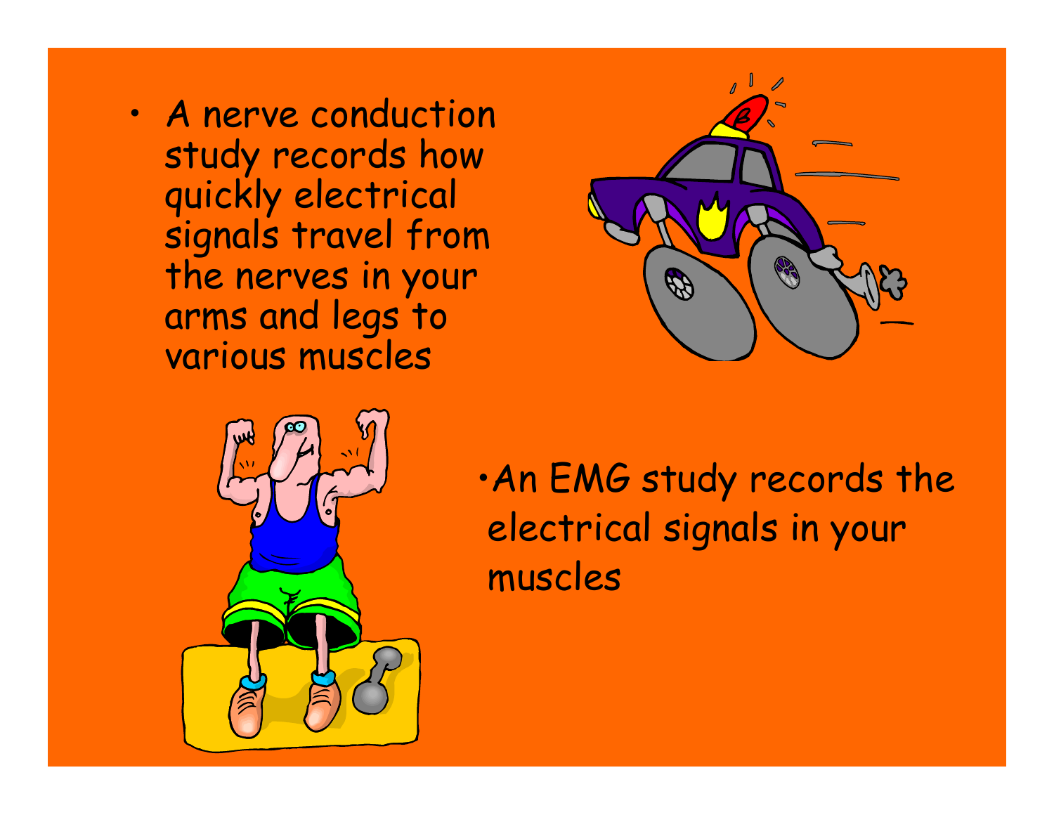- A nerve conduction study records how quickly electrical signals travel from the nerves in your arms and legs to various muscles

- An EMG study records the electrical signals in your muscles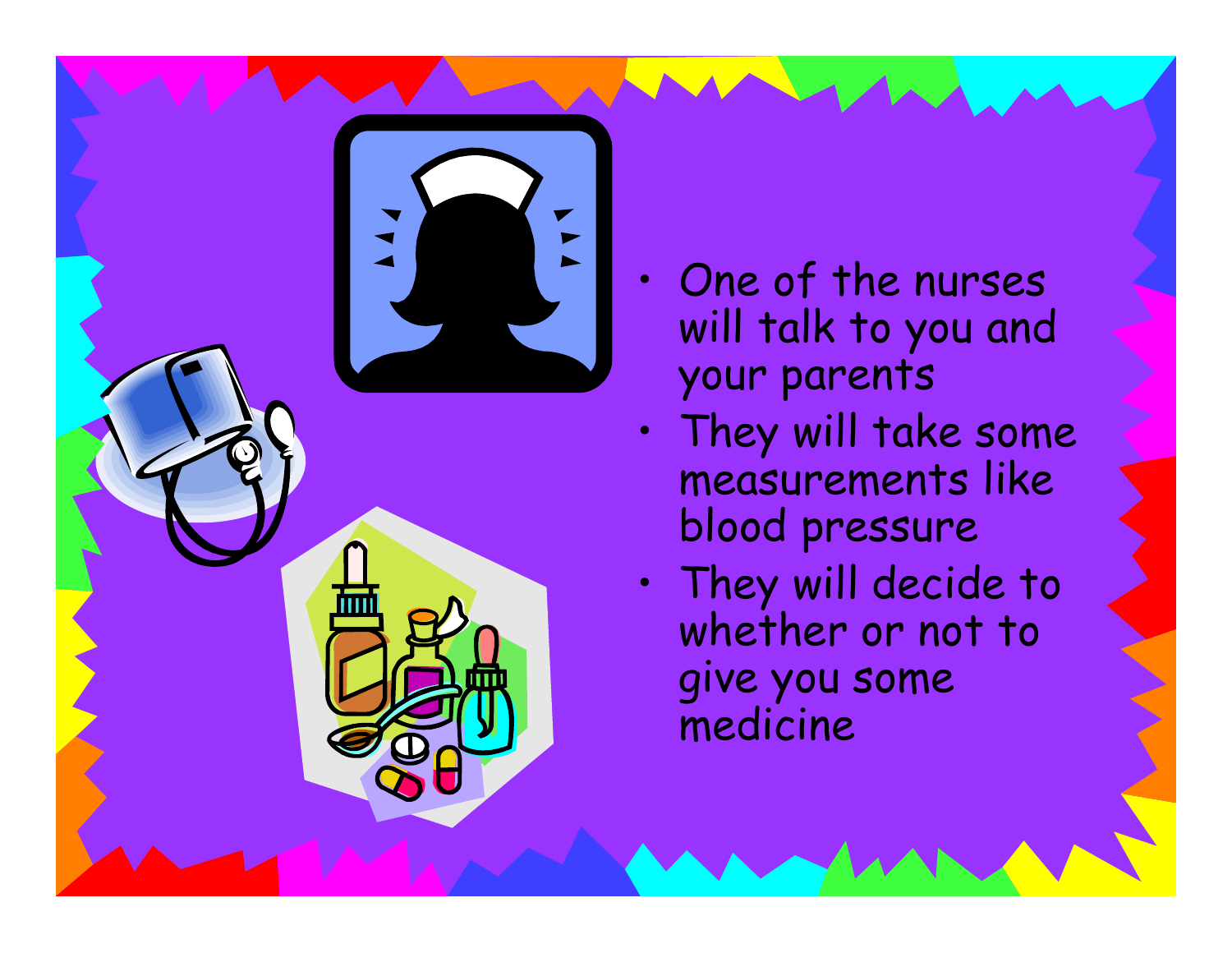- One of the nurses will talk to you and your parents
- They will take some measurements like blood pressure
- They will decide to whether or not to give you some medicine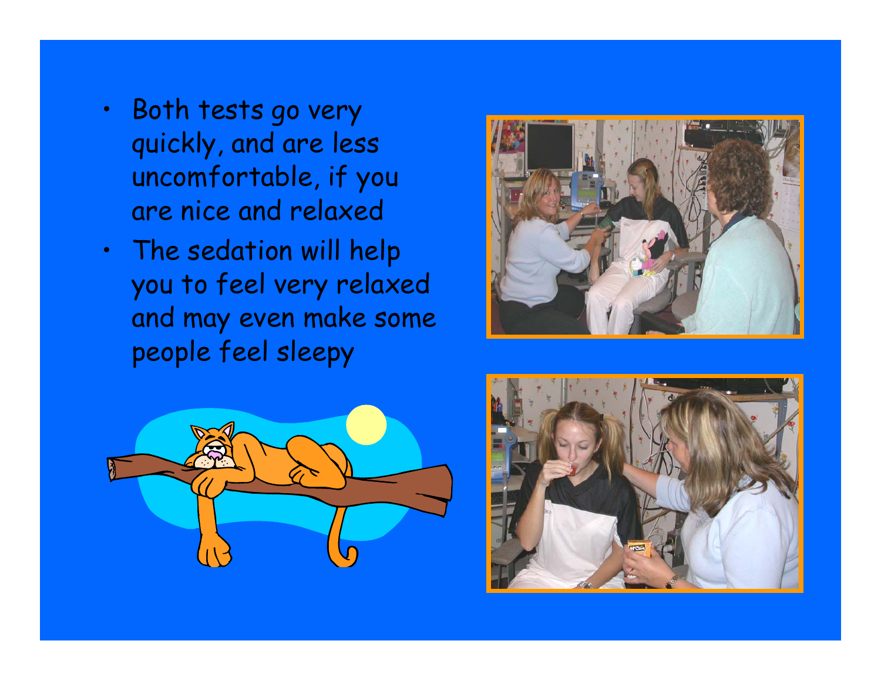- Both tests go very quickly, and are less uncomfortable, if you are nice and relaxed
- The sedation will help you to feel very relaxed and may even make some people feel sleepy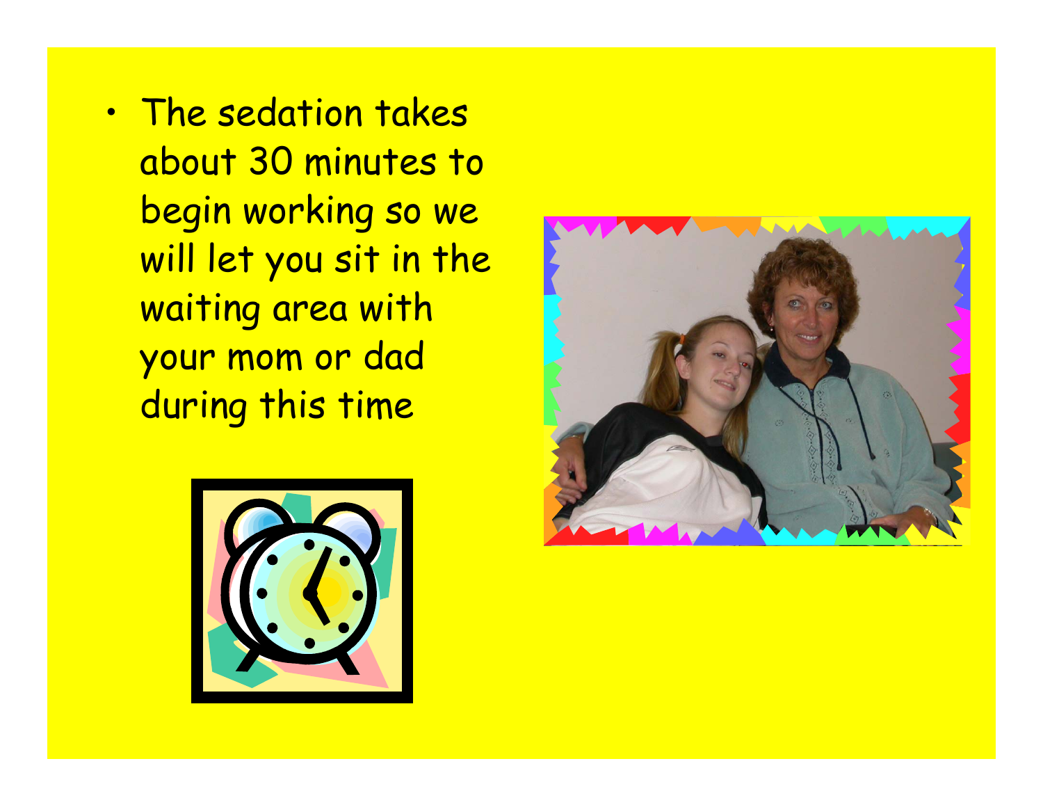- The sedation takes about 30 minutes to begin working so we will let you sit in the waiting area with your mom or dad during this time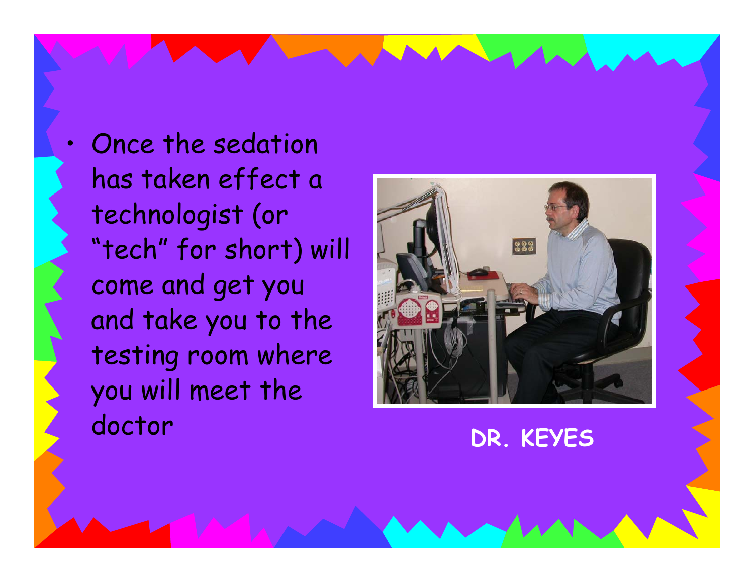- Once the sedation has taken effect a technologist (or “tech” for short) will come and get you and take you to the testing room where you will meet the doctor

**DR. KEYES**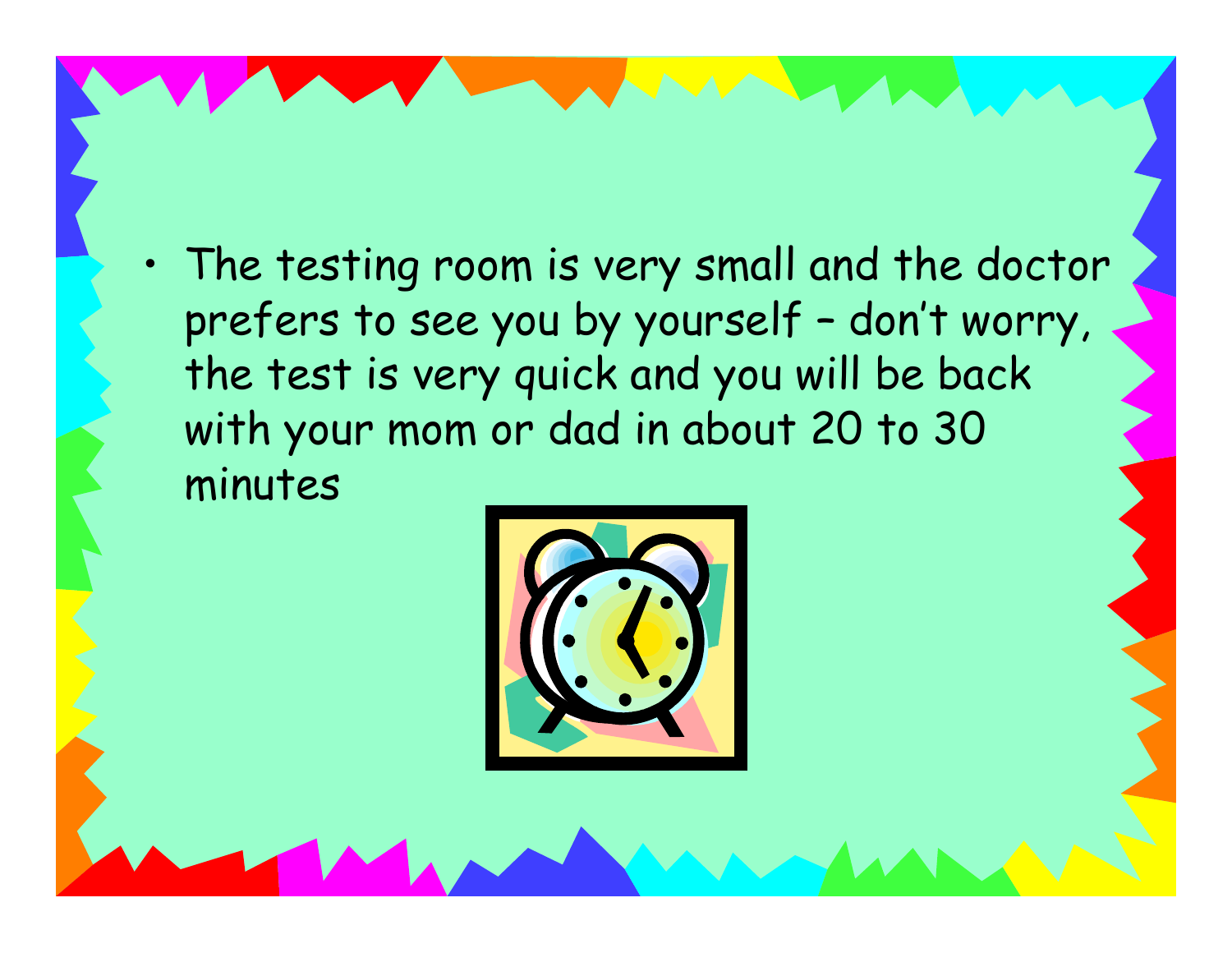- The testing room is very small and the doctor prefers to see you by yourself – don't worry, the test is very quick and you will be back with your mom or dad in about 20 to 30 minutes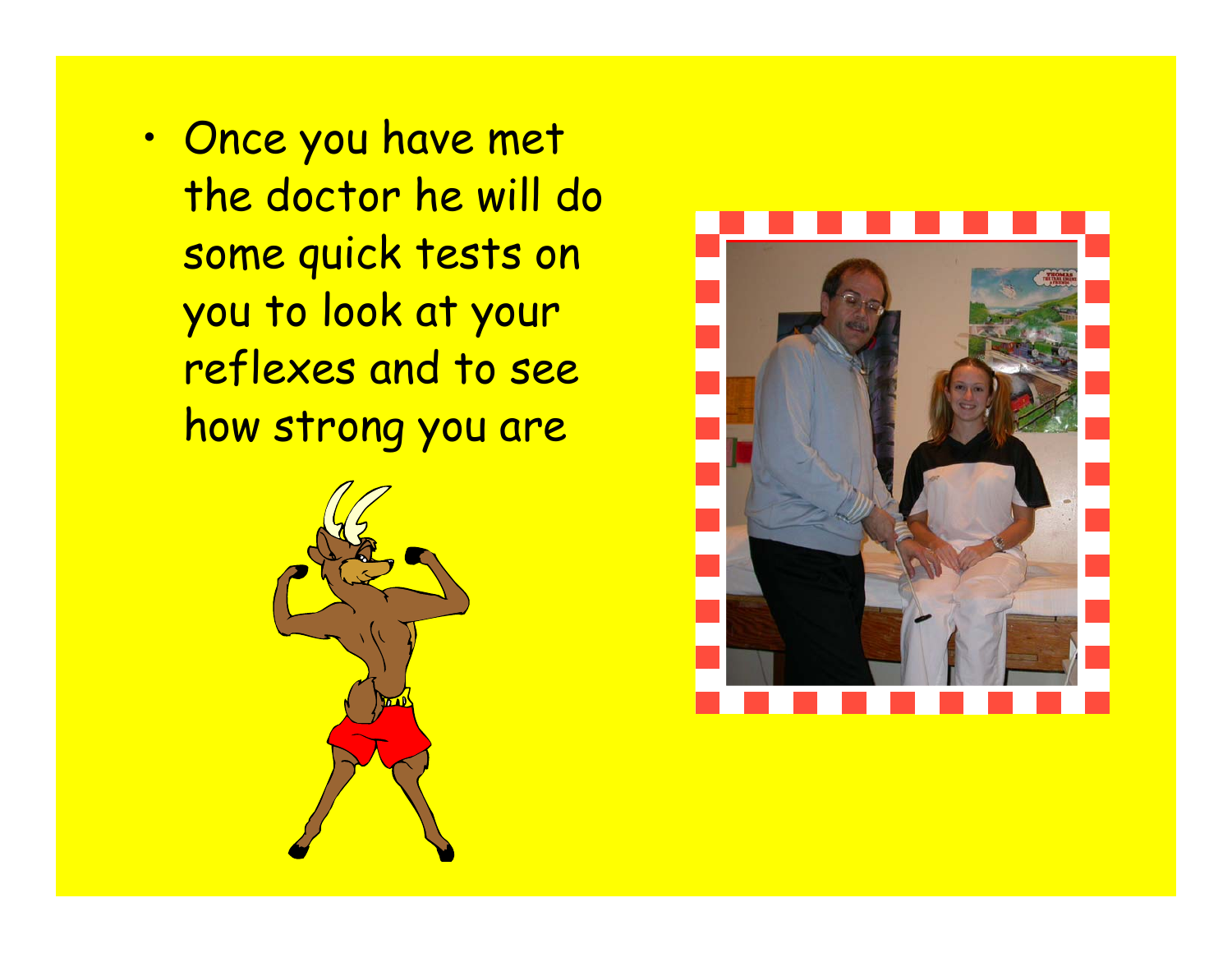- Once you have met the doctor he will do some quick tests on you to look at your reflexes and to see how strong you are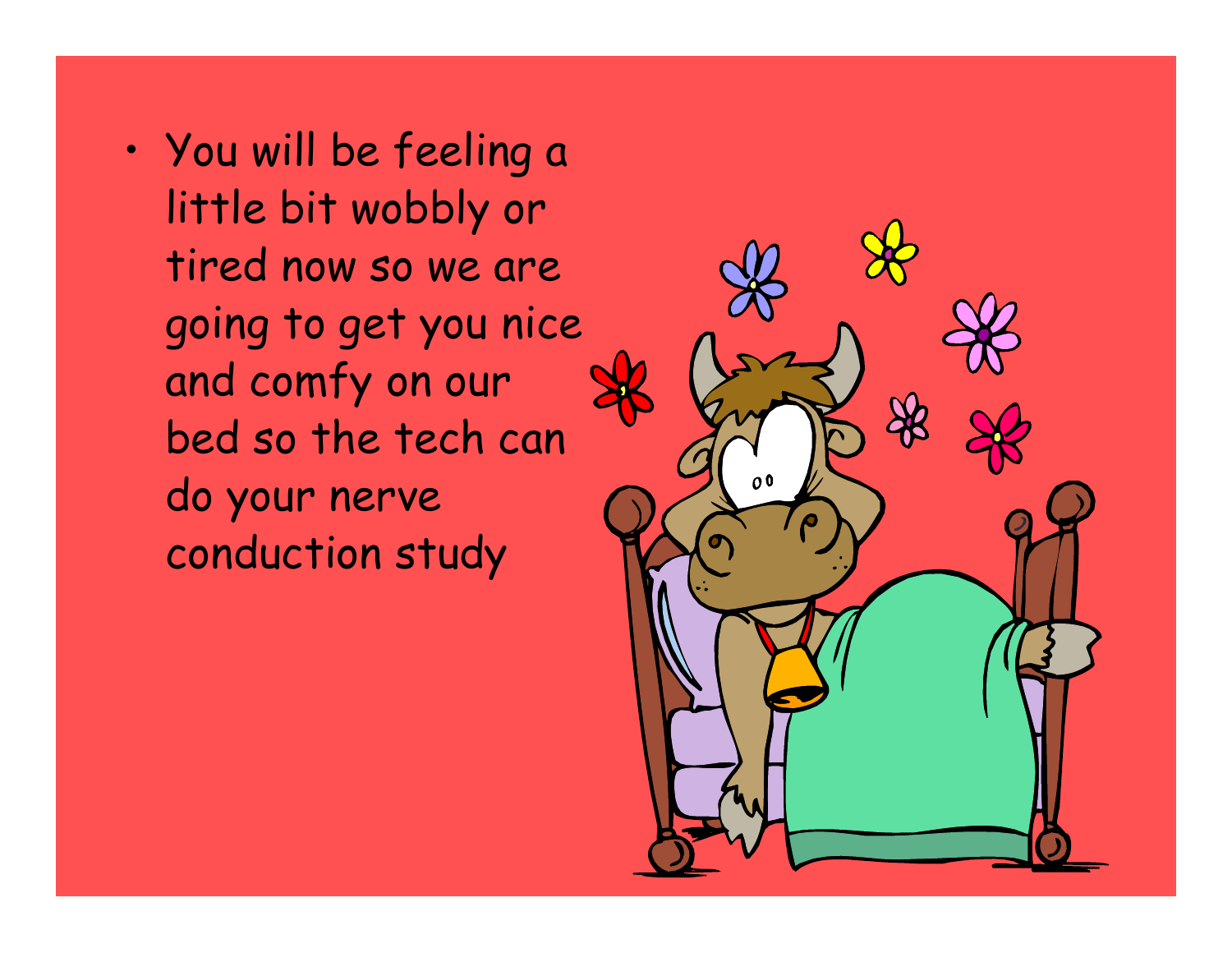- You will be feeling a little bit wobbly or tired now so we are going to get you nice and comfy on our bed so the tech can do your nerve conduction study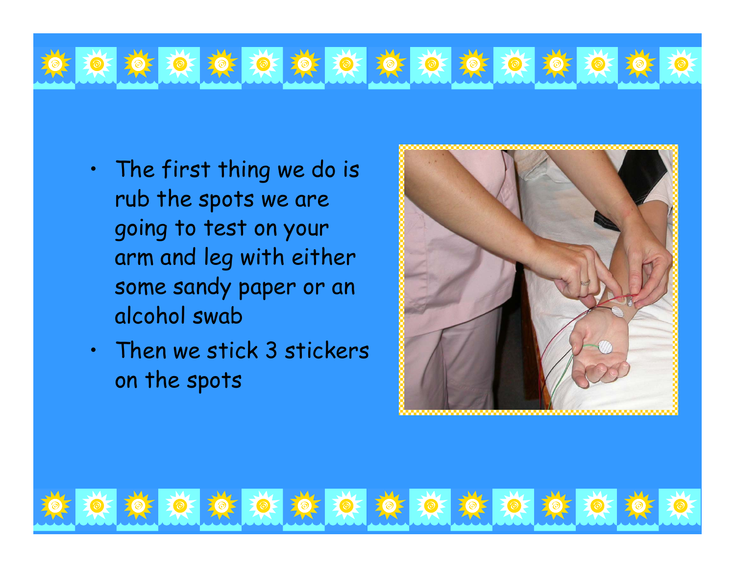- The first thing we do is rub the spots we are going to test on your arm and leg with either some sandy paper or an alcohol swab
- Then we stick 3 stickers on the spots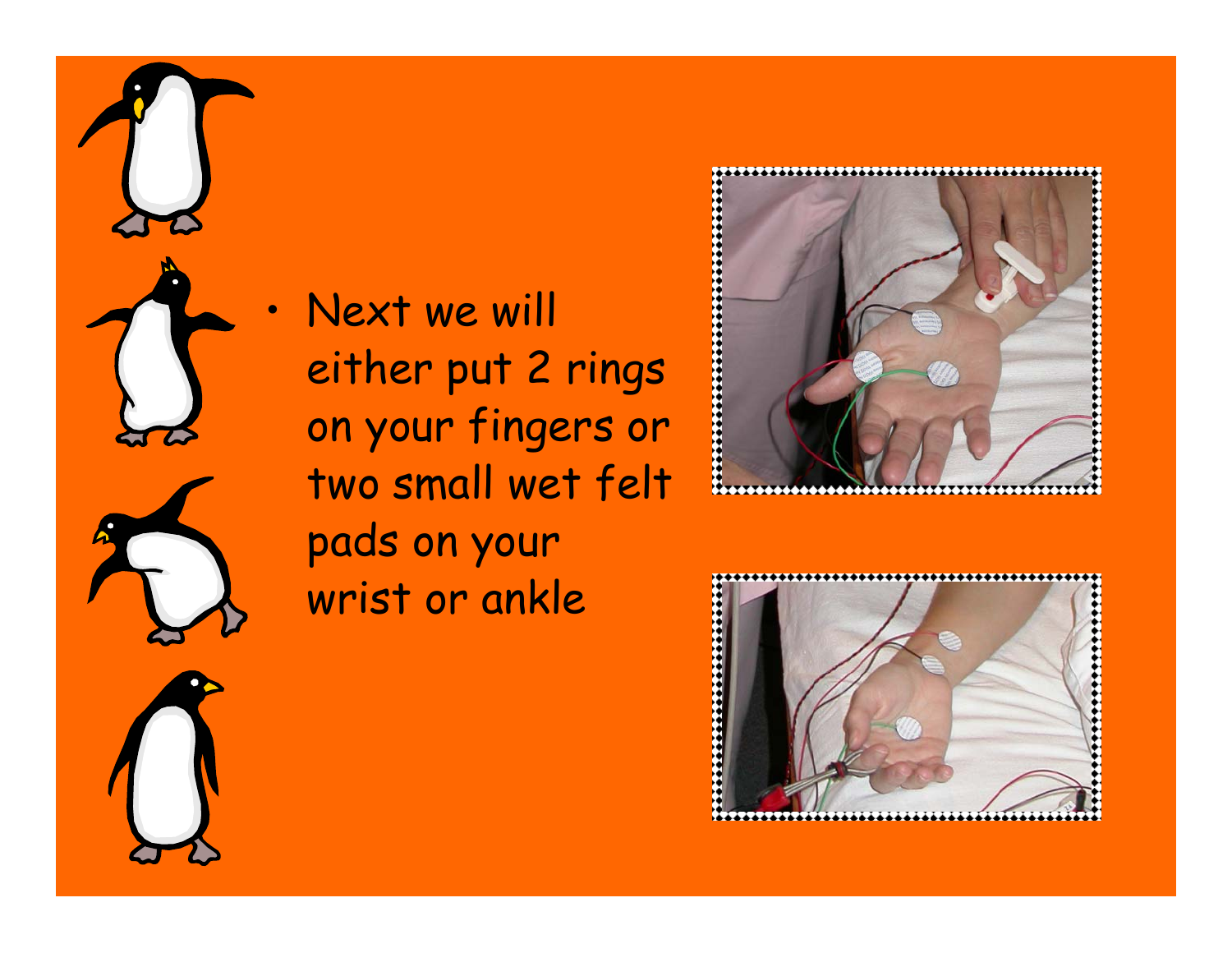- Next we will either put 2 rings on your fingers or two small wet felt pads on your wrist or ankle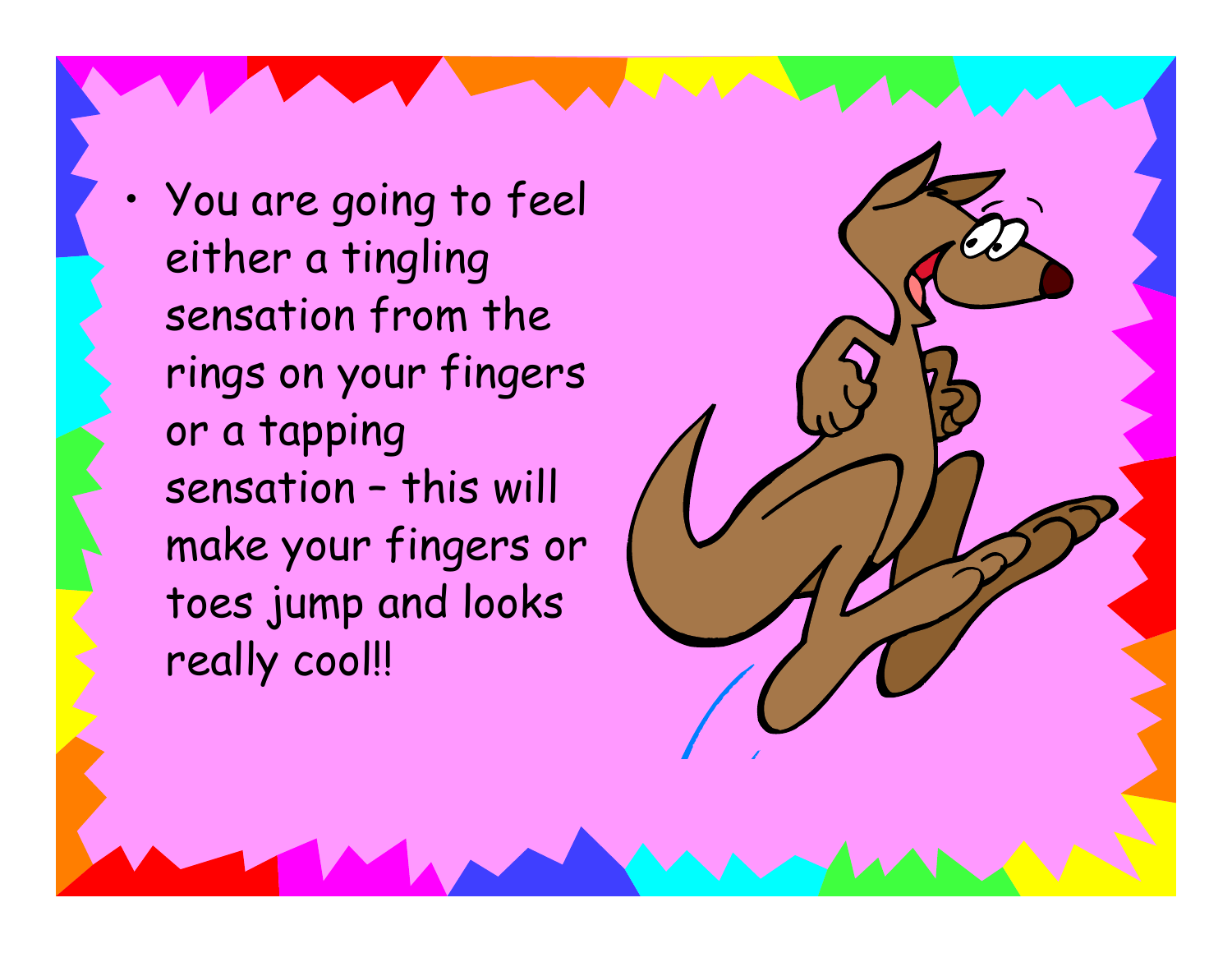- You are going to feel either a tingling sensation from the rings on your fingers or a tapping sensation – this will make your fingers or toes jump and looks really cool!!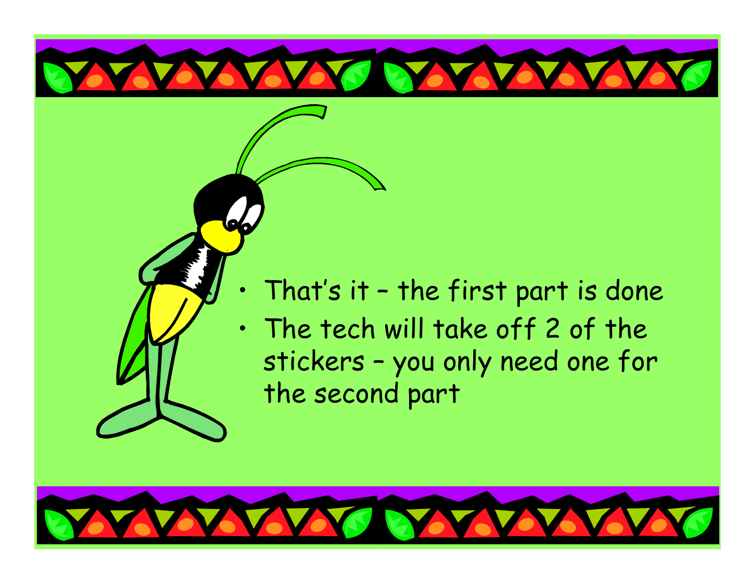- That's it – the first part is done
- The tech will take off 2 of the stickers – you only need one for the second part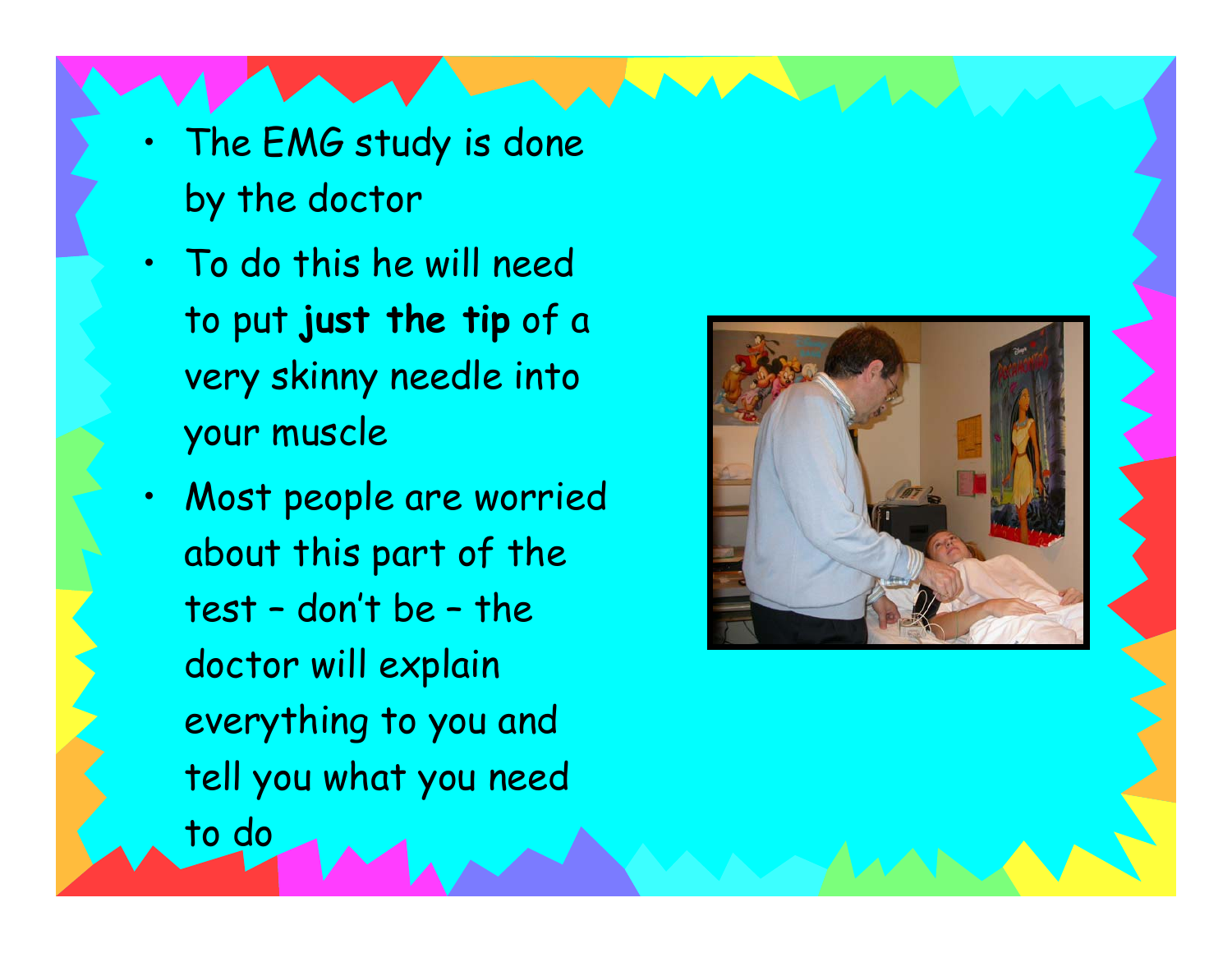- The EMG study is done by the doctor
- To do this he will need to put **just the tip** of a very skinny needle into your muscle
- Most people are worried about this part of the test – don't be – the doctor will explain everything to you and tell you what you need to do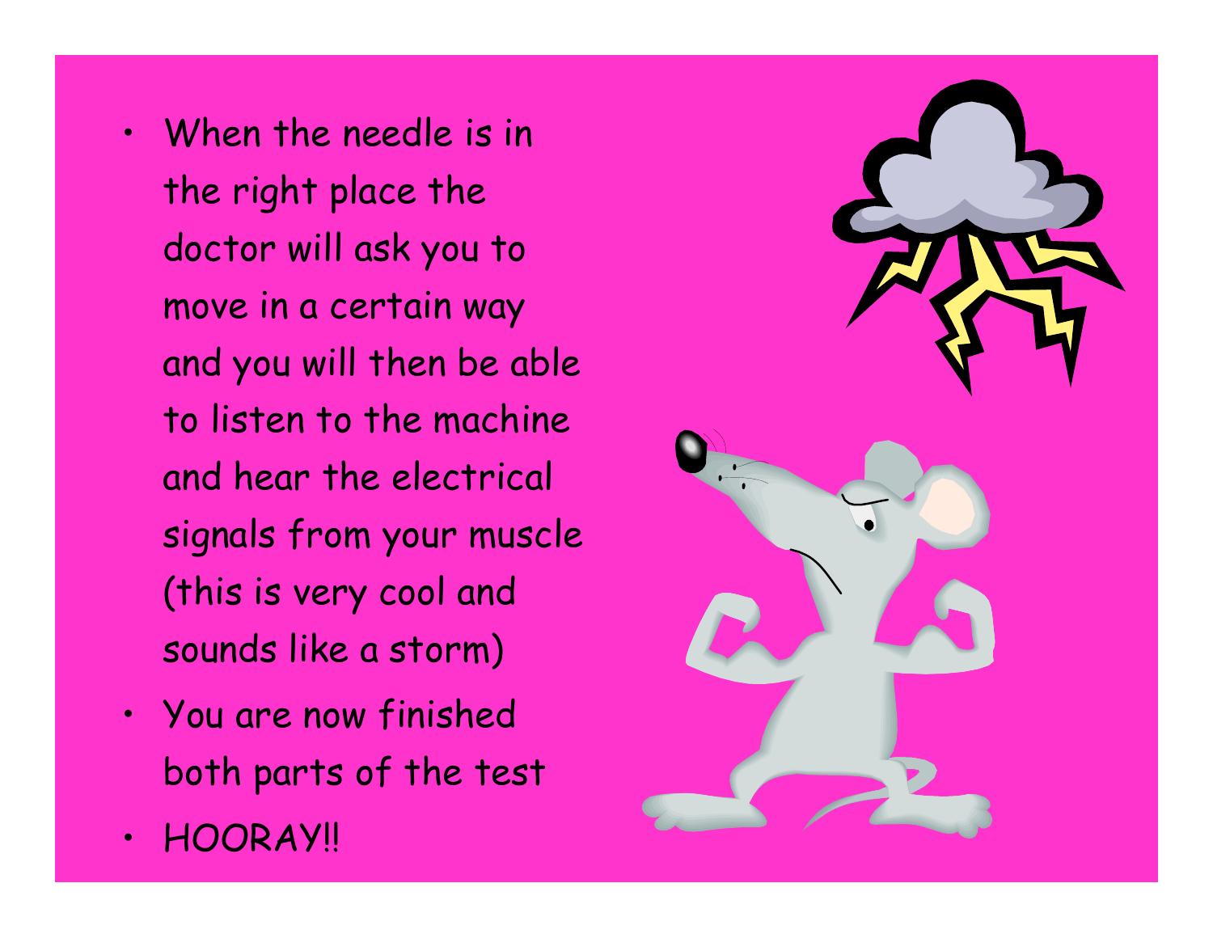- When the needle is in the right place the doctor will ask you to move in a certain way and you will then be able to listen to the machine and hear the electrical signals from your muscle (this is very cool and sounds like a storm)
- You are now finished both parts of the test
- HOORAY!!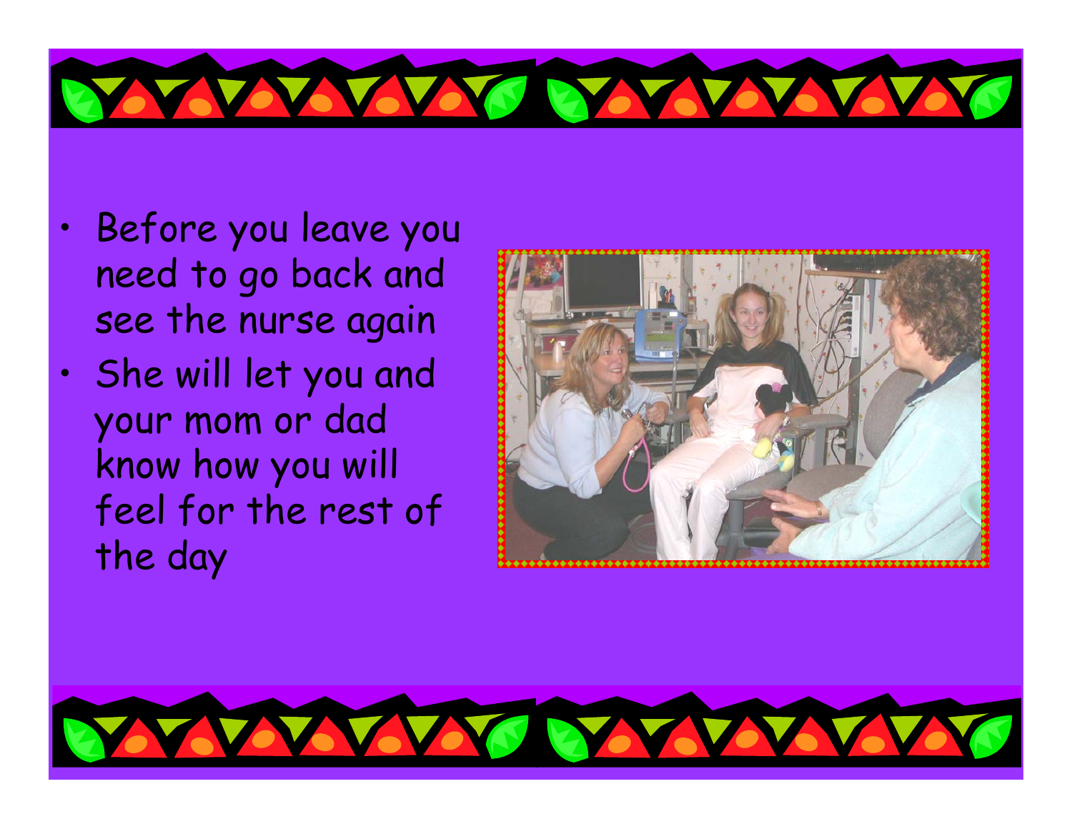- Before you leave you need to go back and see the nurse again
- She will let you and your mom or dad know how you will feel for the rest of the day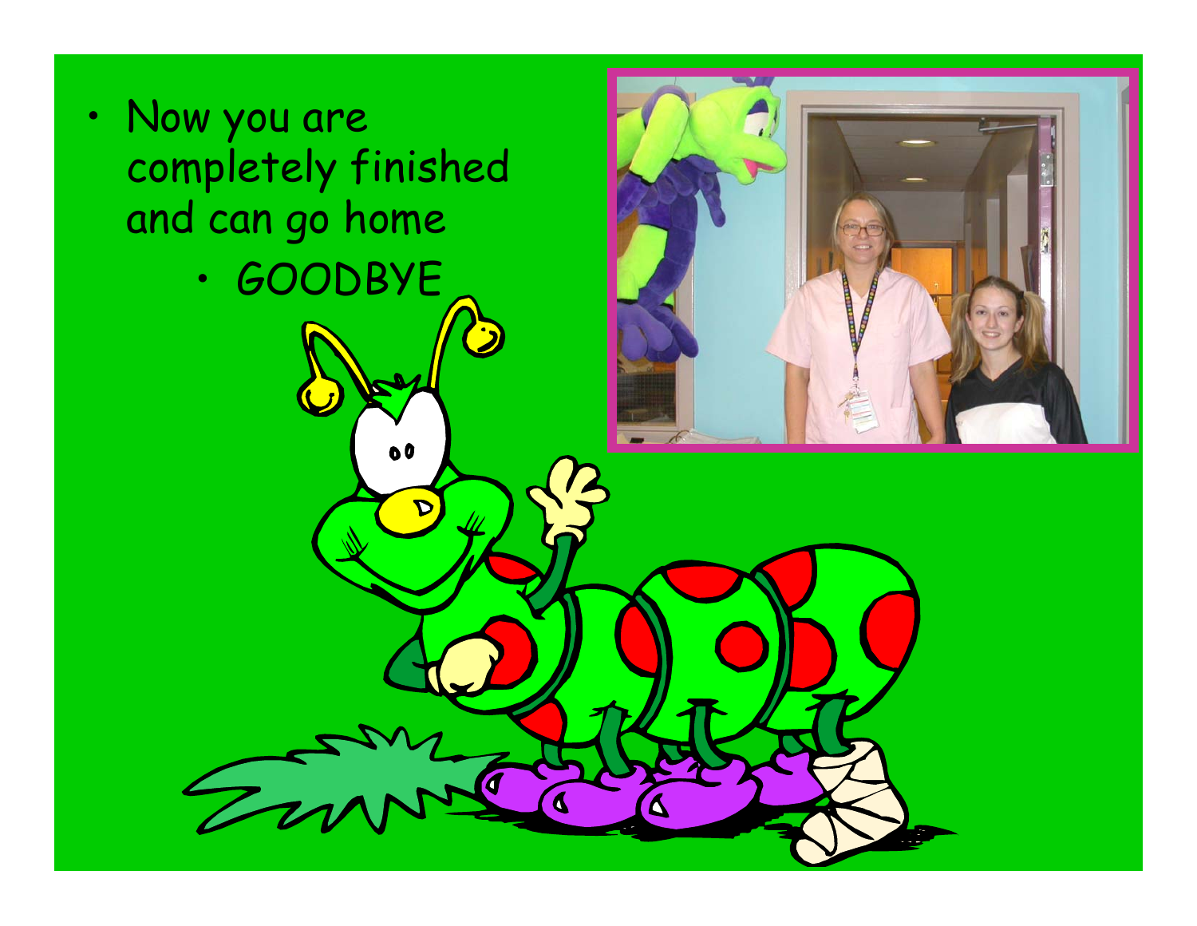- Now you are completely finished and can go home
  - GOODBYE